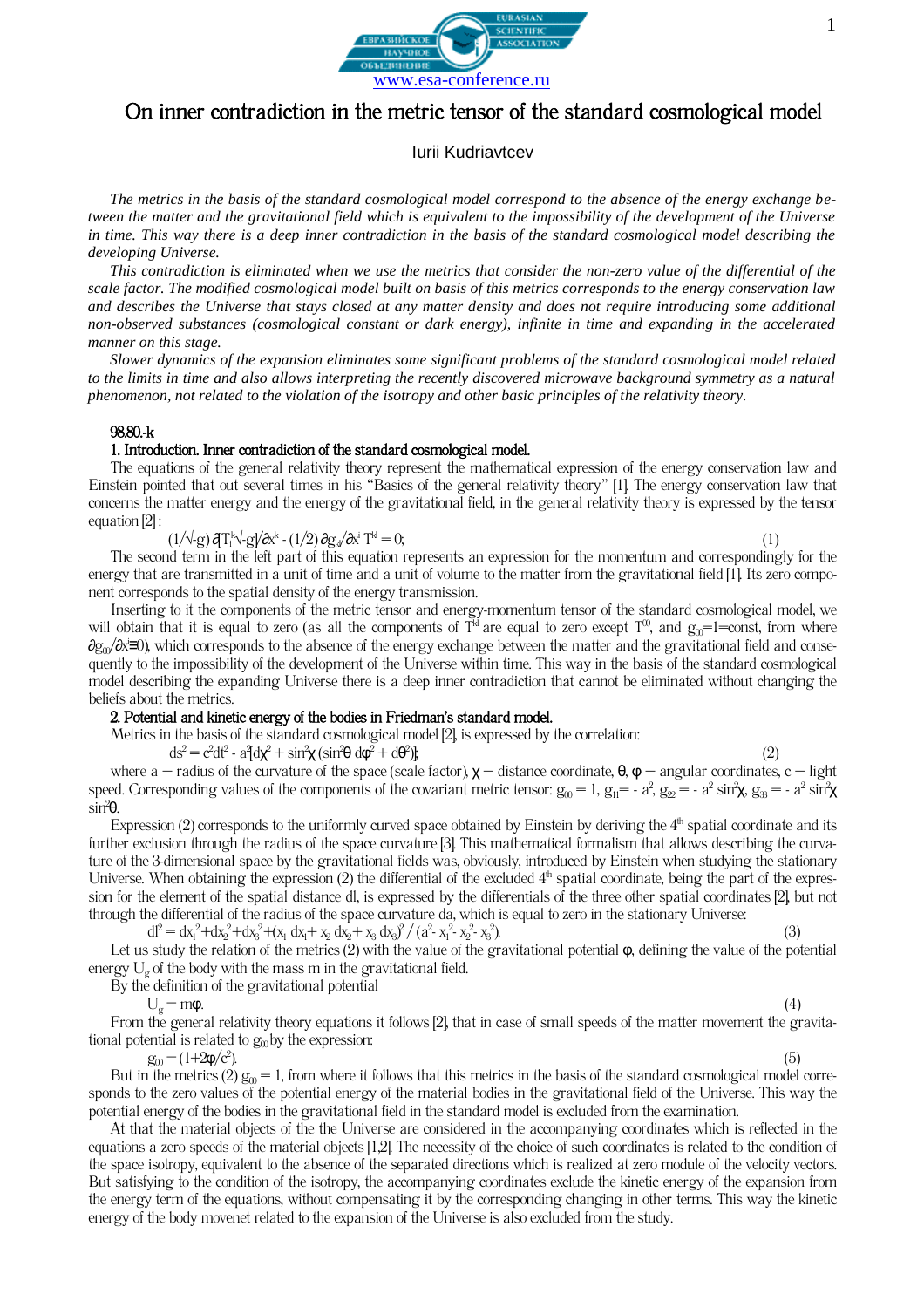www.esa-conference.ru

# On inner contradiction in the metric tensor of the standard cosmological model

Iurii Kudriavtcev

*The metrics in the basis of the standard cosmological model correspond to the absence of the energy exchange between the matter and the gravitational field which is equivalent to the impossibility of the development of the Universe in time. This way there is a deep inner contradiction in the basis of the standard cosmological model describing the developing Universe.*

*This contradiction is eliminated when we use the metrics that consider the non-zero value of the differential of the scale factor. The modified cosmological model built on basis of this metrics corresponds to the energy conservation law and describes the Universe that stays closed at any matter density and does not require introducing some additional non-observed substances (cosmological constant or dark energy), infinite in time and expanding in the accelerated manner on this stage.*

*Slower dynamics of the expansion eliminates some significant problems of the standard cosmological model related to the limits in time and also allows interpreting the recently discovered microwave background symmetry as a natural phenomenon, not related to the violation of the isotropy and other basic principles of the relativity theory.*

98.80.-k

## 1. Introduction. Inner contradiction of the standard cosmological model.

The equations of the general relativity theory represent the mathematical expression of the energy conservation law and Einstein pointed that out several times in his "Basics of the general relativity theory" [1]. The energy conservation law that concerns the matter energy and the energy of the gravitational field, in the general relativity theory is expressed by the tensor equation [2]:

$$(1/\sqrt{-g})\,\partial[T_i^k\sqrt{-g}]/\partial x^k - (1/2)\,\partial g_{kl}/\partial x^i\, T^{kl} = 0; \qquad (1)$$

The second term in the left part of this equation represents an expression for the momentum and correspondingly for the energy that are transmitted in a unit of time and a unit of volume to the matter from the gravitational field [1]. Its zero component corresponds to the spatial density of the energy transmission.

Inserting to it the components of the metric tensor and energy-momentum tensor of the standard cosmological model, we will obtain that it is equal to zero (as all the components of $T^{kl}$ are equal to zero except $T^{00}$, and $g_{00}=1=\text{const}$, from where $\partial g_{00}/\partial x^i \equiv 0$), which corresponds to the absence of the energy exchange between the matter and the gravitational field and consequently to the impossibility of the development of the Universe within time. This way in the basis of the standard cosmological model describing the expanding Universe there is a deep inner contradiction that cannot be eliminated without changing the beliefs about the metrics.

## 2. Potential and kinetic energy of the bodies in Friedman's standard model.

Metrics in the basis of the standard cosmological model [2], is expressed by the correlation:

$$ds^2 = c^2dt^2 - a^2[d\chi^2 + \sin^2\chi\,(\sin^2\theta\, d\varphi^2 + d\theta^2)]; \qquad (2)$$

where a – radius of the curvature of the space (scale factor), $\chi$ – distance coordinate, $\theta$, $\varphi$ – angular coordinates, c – light speed. Corresponding values of the components of the covariant metric tensor: $g_{00} = 1$, $g_{11} = -a^2$, $g_{22} = -a^2\sin^2\chi$, $g_{33} = -a^2\sin^2\chi\,\sin^2\theta$.

Expression (2) corresponds to the uniformly curved space obtained by Einstein by deriving the 4[th] spatial coordinate and its further exclusion through the radius of the space curvature [3]. This mathematical formalism that allows describing the curvature of the 3-dimensional space by the gravitational fields was, obviously, introduced by Einstein when studying the stationary Universe. When obtaining the expression (2) the differential of the excluded 4[th] spatial coordinate, being the part of the expression for the element of the spatial distance dl, is expressed by the differentials of the three other spatial coordinates [2], but not through the differential of the radius of the space curvature da, which is equal to zero in the stationary Universe:

$$dl^2 = dx_1^2+dx_2^2+dx_3^2+(x_1\,dx_1+ x_2\,dx_2+ x_3\,dx_3)^2 / (a^2- x_1^2- x_2^2- x_3^2). \qquad (3)$$

Let us study the relation of the metrics (2) with the value of the gravitational potential $\varphi$, defining the value of the potential energy $U_g$ of the body with the mass m in the gravitational field.

By the definition of the gravitational potential

$$U_g = m\varphi. \qquad (4)$$

From the general relativity theory equations it follows [2], that in case of small speeds of the matter movement the gravitational potential is related to $g_{00}$ by the expression:

$$g_{00} = (1+2\varphi/c^2). \qquad (5)$$

But in the metrics (2) $g_{00} = 1$, from where it follows that this metrics in the basis of the standard cosmological model corresponds to the zero values of the potential energy of the material bodies in the gravitational field of the Universe. This way the potential energy of the bodies in the gravitational field in the standard model is excluded from the examination.

At that the material objects of the the Universe are considered in the accompanying coordinates which is reflected in the equations a zero speeds of the material objects [1,2]. The necessity of the choice of such coordinates is related to the condition of the space isotropy, equivalent to the absence of the separated directions which is realized at zero module of the velocity vectors. But satisfying to the condition of the isotropy, the accompanying coordinates exclude the kinetic energy of the expansion from the energy term of the equations, without compensating it by the corresponding changing in other terms. This way the kinetic energy of the body movenet related to the expansion of the Universe is also excluded from the study.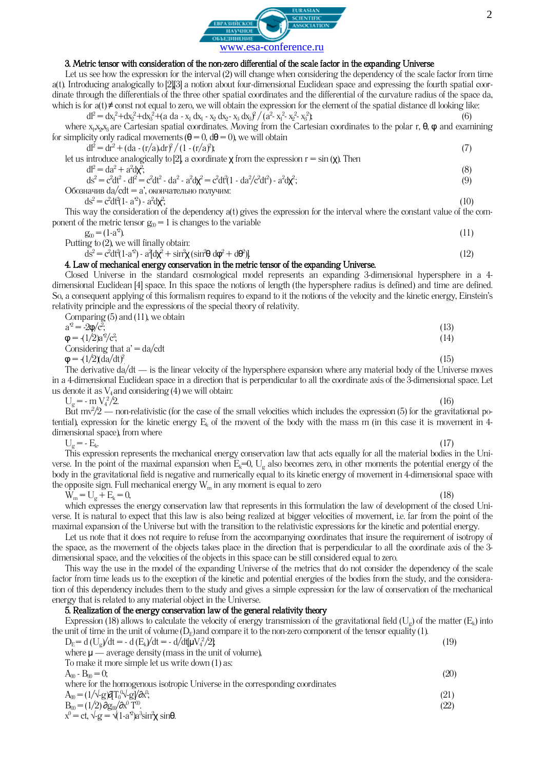### 3. Metric tensor with consideration of the non-zero differential of the scale factor in the expanding Universe

Let us see how the expression for the interval (2) will change when considering the dependency of the scale factor from time a(t). Introducing analogically to [2],[3] a notion about four-dimensional Euclidean space and expressing the fourth spatial coordinate through the differentials of the three other spatial coordinates and the differential of the curvature radius of the space da, which is for $a(t) \neq const$ not equal to zero, we will obtain the expression for the element of the spatial distance dl looking like:

$$dl^2 = dx_1^2 + dx_2^2 + dx_3^2 + (a\,da - x_1\,dx_1 - x_2\,dx_2 - x_3\,dx_3)^2 / (a^2 - x_1^2 - x_2^2 - x_3^2); \tag{6}$$

where $x_1, x_2, x_3$ are Cartesian spatial coordinates. Moving from the Cartesian coordinates to the polar r, θ, φ and examining for simplicity only radical movements ($\theta = 0$, $d\theta = 0$), we will obtain

$$dl^2 = dr^2 + (da - (r/a)dr)^2 / (1 - (r/a)^2); \tag{7}$$

let us introduce analogically to [2], a coordinate χ from the expression $r = \sin(\chi)$. Then

$$dl^2 = da^2 + a^2 d\chi^2; \tag{8}$$

$$ds^2 = c^2dt^2 - dl^2 = c^2dt^2 - da^2 - a^2d\chi^2 = c^2dt^2(1 - da^2/c^2dt^2) - a^2d\chi^2; \tag{9}$$

Обозначив $da/cdt = a'$, окончательно получим:

$$ds^2 = c^2dt^2(1 - a'^2) - a^2d\chi^2; \tag{10}$$

This way the consideration of the dependency a(t) gives the expression for the interval where the constant value of the component of the metric tensor $g_{00} = 1$ is changes to the variable

$$g_{00} = (1 - a'^2). \tag{11}$$

Putting to (2), we will finally obtain:

$$ds^2 = c^2dt^2(1 - a'^2) - a^2[d\chi^2 + \sin^2\chi(\sin^2\theta\, d\varphi^2 + d\theta^2)]. \tag{12}$$

### 4. Law of mechanical energy conservation in the metric tensor of the expanding Universe.

Closed Universe in the standard cosmological model represents an expanding 3-dimensional hypersphere in a 4-dimensional Euclidean [4] space. In this space the notions of length (the hypersphere radius is defined) and time are defined. So, a consequent applying of this formalism requires to expand to it the notions of the velocity and the kinetic energy, Einstein's relativity principle and the expressions of the special theory of relativity.

Comparing (5) and (11), we obtain

$$a'^2 = -2\varphi/c^2; \tag{13}$$

$$\varphi = -(1/2)a'^2/c^2; \tag{14}$$

Considering that $a' = da/cdt$

$$\varphi = -(1/2)(da/dt)^2 \tag{15}$$

The derivative $da/dt$ — is the linear velocity of the hypersphere expansion where any material body of the Universe moves in a 4-dimensional Euclidean space in a direction that is perpendicular to all the coordinate axis of the 3-dimensional space. Let us denote it as $V_4$ and considering (4) we will obtain:

$$U_g = -m\,V_4^2/2. \tag{16}$$

But $mv^2/2$ — non-relativistic (for the case of the small velocities which includes the expression (5) for the gravitational potential), expression for the kinetic energy $E_k$ of the movent of the body with the mass m (in this case it is movement in 4-dimensional space), from where

$$U_g = -E_k. \tag{17}$$

This expression represents the mechanical energy conservation law that acts equally for all the material bodies in the Universe. In the point of the maximal expansion when $E_k=0$, $U_g$ also becomes zero, in other moments the potential energy of the body in the gravitational field is negative and numerically equal to its kinetic energy of movement in 4-dimensional space with the opposite sign. Full mechanical energy $W_m$ in any moment is equal to zero

$$W_m = U_g + E_k = 0, \tag{18}$$

which expresses the energy conservation law that represents in this formulation the law of development of the closed Universe. It is natural to expect that this law is also being realized at bigger velocities of movement, i.e. far from the point of the maximal expansion of the Universe but with the transition to the relativistic expressions for the kinetic and potential energy.

Let us note that it does not require to refuse from the accompanying coordinates that insure the requirement of isotropy of the space, as the movement of the objects takes place in the direction that is perpendicular to all the coordinate axis of the 3-dimensional space, and the velocities of the objects in this space can be still considered equal to zero.

This way the use in the model of the expanding Universe of the metrics that do not consider the dependency of the scale factor from time leads us to the exception of the kinetic and potential energies of the bodies from the study, and the consideration of this dependency includes them to the study and gives a simple expression for the law of conservation of the mechanical energy that is related to any material object in the Universe.

### 5. Realization of the energy conservation law of the general relativity theory

Expression (18) allows to calculate the velocity of energy transmission of the gravitational field ($U_g$) of the matter ($E_k$) into the unit of time in the unit of volume ($D_E$) and compare it to the non-zero component of the tensor equality (1).

$$D_E = d(U_g)/dt = -d(E_k)/dt = -d/dt[\mu V_4^2/2]; \tag{19}$$

where μ — average density (mass in the unit of volume),

To make it more simple let us write down (1) as:

$$A_{00} - B_{00} = 0; \tag{20}$$

where for the homogenous isotropic Universe in the corresponding coordinates

$$A_{00} = (1/\sqrt{-g})\partial[T_0^0\sqrt{-g}]/\partial x^0; \tag{21}$$

$$B_{00} = (1/2)\,\partial g_{00}/\partial x^0\, T^{00}. \tag{22}$$

$$x^0 = ct,\ \sqrt{-g} = \sqrt{(1-a'^2)}\,a^3\sin^2\chi\,\sin\theta.$$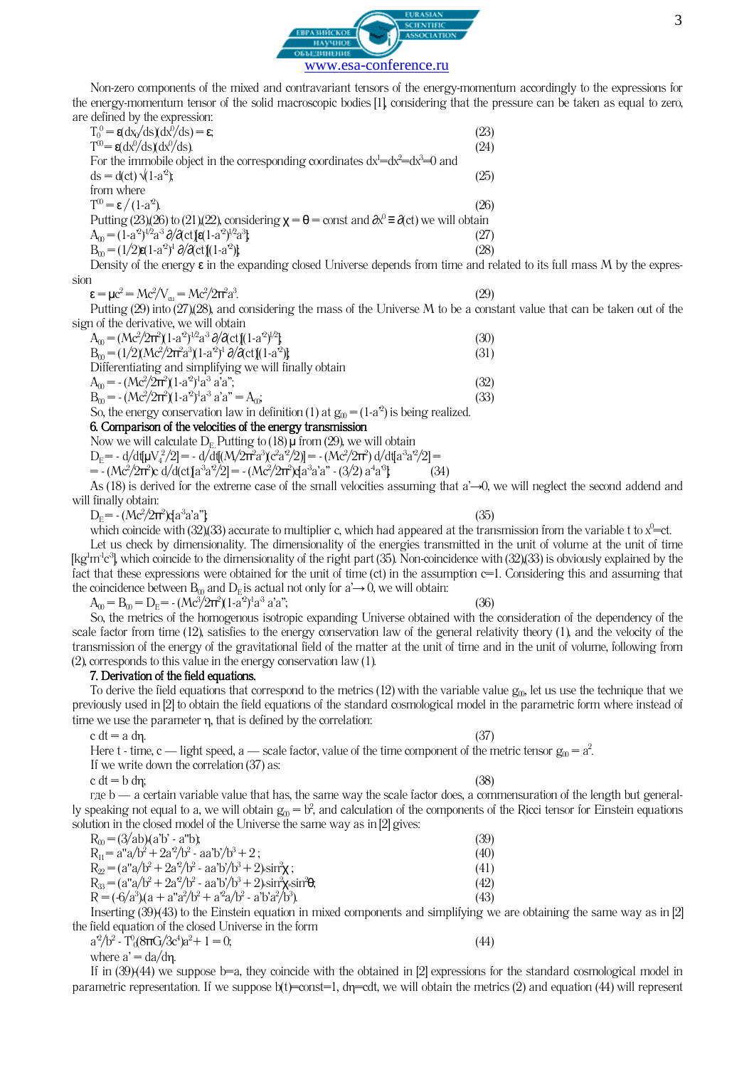Non-zero components of the mixed and contravariant tensors of the energy-momentum accordingly to the expressions for the energy-momentum tensor of the solid macroscopic bodies [1], considering that the pressure can be taken as equal to zero, are defined by the expression:

$$T_0^0 = \varepsilon(dx_0/ds)(dx^0/ds) = \varepsilon; \quad (23)$$

$$T^{00} = \varepsilon(dx^0/ds)(dx^0/ds). \quad (24)$$

For the immobile object in the corresponding coordinates $dx^1=dx^2=dx^3=0$ and

$$ds = d(ct)\sqrt{(1-a'^2)}; \quad (25)$$

from where

$$T^{00} = \varepsilon / (1-a'^2). \quad (26)$$

Putting (23)-(26) to (21),(22), considering $\chi = \theta = \text{const}$ and $\partial x^0 \equiv \partial(ct)$ we will obtain

$$A_{00} = (1-a'^2)^{-1/2} a^{-3}\, \partial/\partial(ct)[\varepsilon(1-a'^2)^{1/2} a^3]; \quad (27)$$

$$B_{00} = (1/2)\varepsilon(1-a'^2)^{-1}\, \partial/\partial(ct)[(1-a'^2)]. \quad (28)$$

Density of the energy $\varepsilon$ in the expanding closed Universe depends from time and related to its full mass M by the expression

$$\varepsilon = \mu c^2 = Mc^2/V_{cu} = Mc^2/2\pi^2 a^3. \quad (29)$$

Putting (29) into (27),(28), and considering the mass of the Universe M to be a constant value that can be taken out of the sign of the derivative, we will obtain

$$A_{00} = (Mc^2/2\pi^2)(1-a'^2)^{-1/2} a^{-3}\, \partial/\partial(ct)[(1-a'^2)^{1/2}]; \quad (30)$$

$$B_{00} = (1/2)(Mc^2/2\pi^2 a^3)(1-a'^2)^{-1}\, \partial/\partial(ct)[(1-a'^2)]. \quad (31)$$

Differentiating and simplifying we will finally obtain

$$A_{00} = -(Mc^2/2\pi^2)(1-a'^2)^{-1} a^{-3}\, a'a''; \quad (32)$$

$$B_{00} = -(Mc^2/2\pi^2)(1-a'^2)^{-1} a^{-3}\, a'a'' = A_{00}; \quad (33)$$

So, the energy conservation law in definition (1) at $g_{00} = (1-a'^2)$ is being realized.

**6. Comparison of the velocities of the energy transmission**

Now we will calculate $D_E$. Putting to (18) $\mu$ from (29), we will obtain

$$D_E = -d/dt[\mu V_4^2/2] = -d/dt[(M/2\pi^2 a^3)(c^2 a'^2/2)] = -(Mc^2/2\pi^2)\, d/dt[a^{-3}a'^2/2] =$$

$$= -(Mc^2/2\pi^2)c\, d/d(ct)[a^{-3}a'^2/2] = -(Mc^2/2\pi^2)c[a^{-3}a'a'' - (3/2)\, a^{-4}a'^3]. \quad (34)$$

As (18) is derived for the extreme case of the small velocities assuming that $a' \to 0$, we will neglect the second addend and will finally obtain:

$$D_E = -(Mc^2/2\pi^2)c[a^{-3}a'a'']; \quad (35)$$

which coincide with (32),(33) accurate to multiplier c, which had appeared at the transmission from the variable t to $x^0=ct$.

Let us check by dimensionality. The dimensionality of the energies transmitted in the unit of volume at the unit of time $[kg^1 m^{-1} c^{-3}]$, which coincide to the dimensionality of the right part (35). Non-coincidence with (32),(33) is obviously explained by the fact that these expressions were obtained for the unit of time (ct) in the assumption c=1. Considering this and assuming that the coincidence between $B_{00}$ and $D_E$ is actual not only for $a' \to 0$, we will obtain:

$$A_{00} = B_{00} = D_E = -(Mc^2/2\pi^2)(1-a'^2)^{-1} a^{-3}\, a'a''; \quad (36)$$

So, the metrics of the homogenous isotropic expanding Universe obtained with the consideration of the dependency of the scale factor from time (12), satisfies to the energy conservation law of the general relativity theory (1), and the velocity of the transmission of the energy of the gravitational field of the matter at the unit of time and in the unit of volume, following from (2), corresponds to this value in the energy conservation law (1).

**7. Derivation of the field equations.**

To derive the field equations that correspond to the metrics (12) with the variable value $g_{00}$, let us use the technique that we previously used in [2] to obtain the field equations of the standard cosmological model in the parametric form where instead of time we use the parameter $\eta$, that is defined by the correlation:

$$c\, dt = a\, d\eta. \quad (37)$$

Here t - time, c — light speed, a — scale factor, value of the time component of the metric tensor $g_{00} = a^2$.

If we write down the correlation (37) as:

$$c\, dt = b\, d\eta; \quad (38)$$

где b — a certain variable value that has, the same way the scale factor does, a commensuration of the length but generally speaking not equal to a, we will obtain $g_{00} = b^2$, and calculation of the components of the Ricci tensor for Einstein equations solution in the closed model of the Universe the same way as in [2] gives:

$$R_{00} = (3/ab)(a'b' - a''b); \quad (39)$$

$$R_{11} = a''a/b^2 + 2a'^2/b^2 - aa'b'/b^3 + 2; \quad (40)$$

$$R_{22} = (a''a/b^2 + 2a'^2/b^2 - aa'b'/b^3 + 2)\sin^2\chi; \quad (41)$$

$$R_{33} = (a''a/b^2 + 2a'^2/b^2 - aa'b'/b^3 + 2)\sin^2\chi\sin^2\theta; \quad (42)$$

$$R = (-6/a^3)(a + a''a^2/b^2 + a'^2a/b^2 - a'b'a^2/b^3). \quad (43)$$

Inserting (39)-(43) to the Einstein equation in mixed components and simplifying we are obtaining the same way as in [2] the field equation of the closed Universe in the form

$$a'^2/b^2 - T_0^0(8\pi G/3c^4)a^2 + 1 = 0; \quad (44)$$

where $a' = da/d\eta$.

If in (39)-(44) we suppose b=a, they coincide with the obtained in [2] expressions for the standard cosmological model in parametric representation. If we suppose $b(t)$=const=1, $d\eta$=cdt, we will obtain the metrics (2) and equation (44) will represent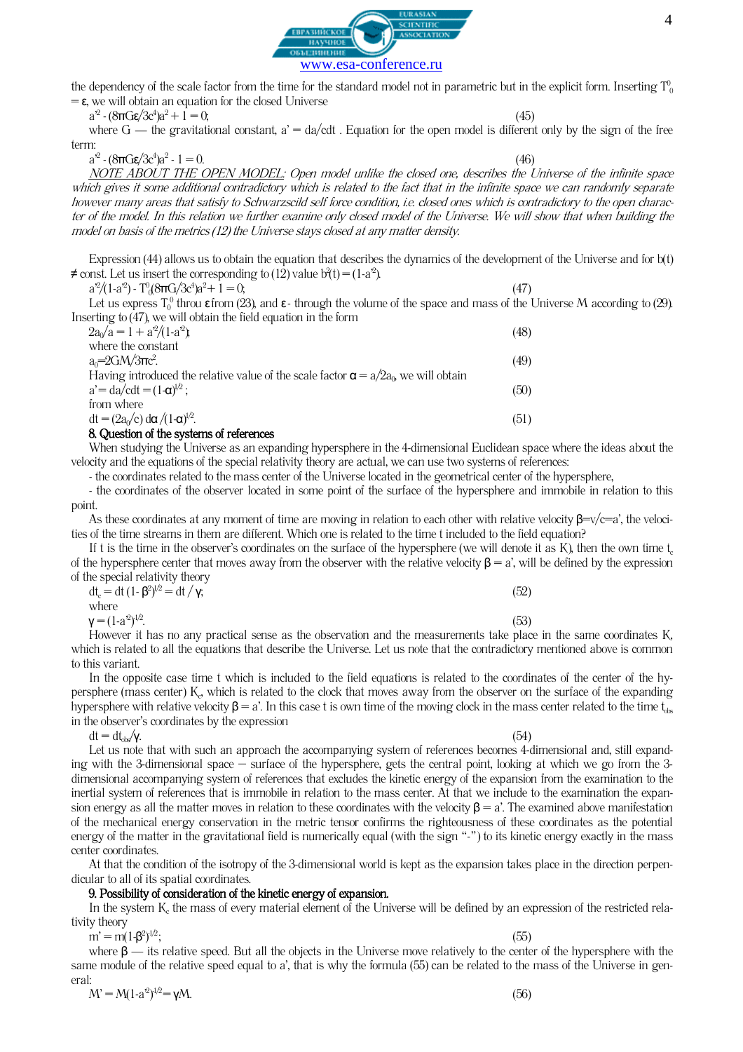the dependency of the scale factor from the time for the standard model not in parametric but in the explicit form. Inserting $T^0_0 = \varepsilon$, we will obtain an equation for the closed Universe

$$a'^2 - (8\pi G\varepsilon/3c^4)a^2 + 1 = 0; \quad (45)$$

where G — the gravitational constant, $a' = da/cdt$ . Equation for the open model is different only by the sign of the free term:

$$a'^2 - (8\pi G\varepsilon/3c^4)a^2 - 1 = 0. \quad (46)$$

*NOTE ABOUT THE OPEN MODEL: Open model unlike the closed one, describes the Universe of the infinite space which gives it some additional contradictory which is related to the fact that in the infinite space we can randomly separate however many areas that satisfy to Schwarzscild self force condition, i.e. closed ones which is contradictory to the open character of the model. In this relation we further examine only closed model of the Universe. We will show that when building the model on basis of the metrics (12) the Universe stays closed at any matter density.*

Expression (44) allows us to obtain the equation that describes the dynamics of the development of the Universe and for $b(t) \neq$ const. Let us insert the corresponding to (12) value $b^2(t) = (1-a'^2)$.

$$a'^2/(1-a'^2) - T^0_0(8\pi G/3c^4)a^2 + 1 = 0; \quad (47)$$

Let us express $T^0_0$ throu $\varepsilon$ from (23), and $\varepsilon$ - through the volume of the space and mass of the Universe M according to (29). Inserting to (47), we will obtain the field equation in the form

$$2a_0/a = 1 + a'^2/(1-a'^2); \quad (48)$$

where the constant

$$a_0 = 2GM/3\pi c^2. \quad (49)$$

Having introduced the relative value of the scale factor $\alpha = a/2a_0$, we will obtain

$$a' = da/cdt = (1-\alpha)^{1/2}; \quad (50)$$

from where

$$dt = (2a_0/c)\, d\alpha\, /(1-\alpha)^{1/2}. \quad (51)$$

**8. Question of the systems of references**

When studying the Universe as an expanding hypersphere in the 4-dimensional Euclidean space where the ideas about the velocity and the equations of the special relativity theory are actual, we can use two systems of references:

- the coordinates related to the mass center of the Universe located in the geometrical center of the hypersphere,
- the coordinates of the observer located in some point of the surface of the hypersphere and immobile in relation to this point.

As these coordinates at any moment of time are moving in relation to each other with relative velocity $\beta = v/c = a'$, the velocities of the time streams in them are different. Which one is related to the time t included to the field equation?

If t is the time in the observer's coordinates on the surface of the hypersphere (we will denote it as K), then the own time $t_c$ of the hypersphere center that moves away from the observer with the relative velocity $\beta = a'$, will be defined by the expression of the special relativity theory

$$dt_c = dt\,(1-\beta^2)^{1/2} = dt\,/\,\gamma; \quad (52)$$

where

$$\gamma = (1-a'^2)^{1/2}. \quad (53)$$

However it has no any practical sense as the observation and the measurements take place in the same coordinates K, which is related to all the equations that describe the Universe. Let us note that the contradictory mentioned above is common to this variant.

In the opposite case time t which is included to the field equations is related to the coordinates of the center of the hypersphere (mass center) $K_c$, which is related to the clock that moves away from the observer on the surface of the expanding hypersphere with relative velocity $\beta = a'$. In this case t is own time of the moving clock in the mass center related to the time $t_{obs}$ in the observer's coordinates by the expression

$$dt = dt_{obs}/\gamma. \quad (54)$$

Let us note that with such an approach the accompanying system of references becomes 4-dimensional and, still expanding with the 3-dimensional space – surface of the hypersphere, gets the central point, looking at which we go from the 3-dimensional accompanying system of references that excludes the kinetic energy of the expansion from the examination to the inertial system of references that is immobile in relation to the mass center. At that we include to the examination the expansion energy as all the matter moves in relation to these coordinates with the velocity $\beta = a'$. The examined above manifestation of the mechanical energy conservation in the metric tensor confirms the righteousness of these coordinates as the potential energy of the matter in the gravitational field is numerically equal (with the sign "-") to its kinetic energy exactly in the mass center coordinates.

At that the condition of the isotropy of the 3-dimensional world is kept as the expansion takes place in the direction perpendicular to all of its spatial coordinates.

**9. Possibility of consideration of the kinetic energy of expansion.**

In the system $K_c$ the mass of every material element of the Universe will be defined by an expression of the restricted relativity theory

$$m' = m(1-\beta^2)^{1/2}; \quad (55)$$

where $\beta$ — its relative speed. But all the objects in the Universe move relatively to the center of the hypersphere with the same module of the relative speed equal to a', that is why the formula (55) can be related to the mass of the Universe in general:

$$M' = M(1-a'^2)^{1/2} = \gamma M. \quad (56)$$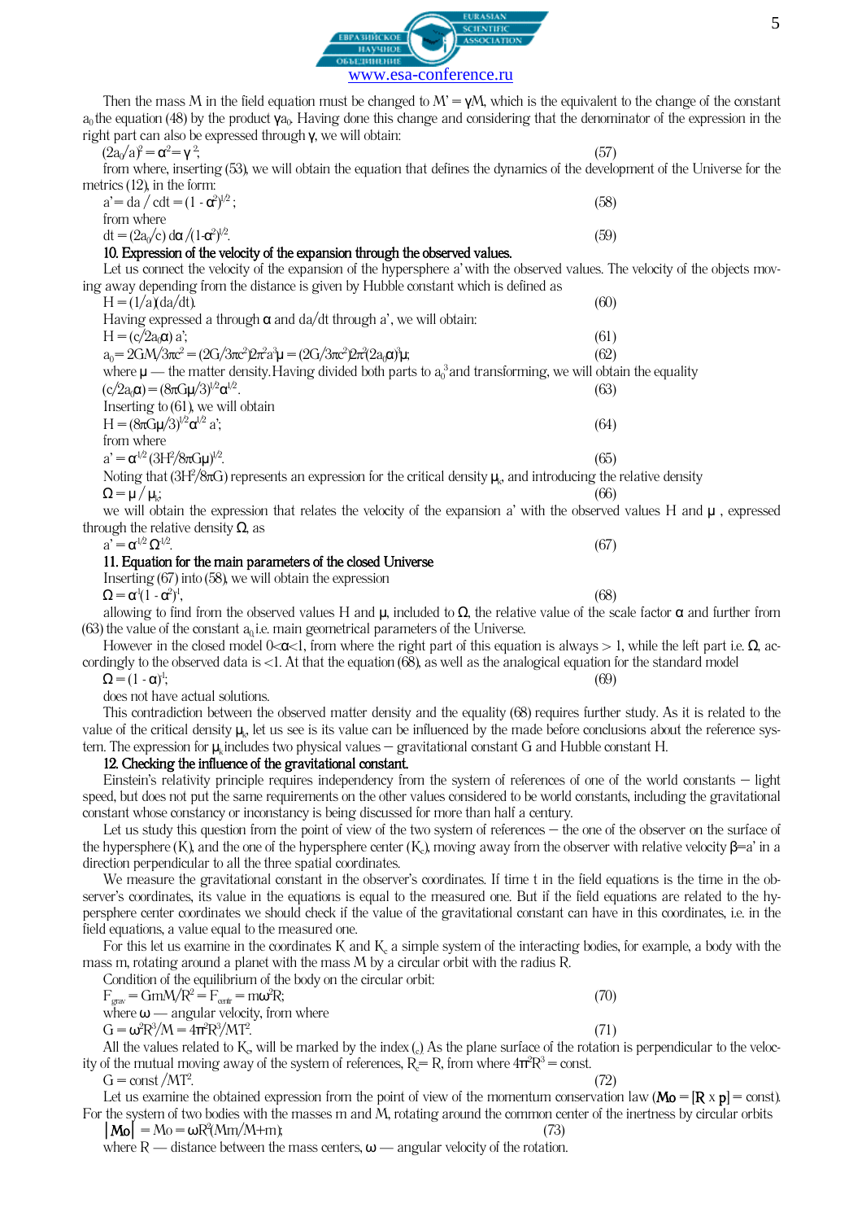Then the mass M in the field equation must be changed to $M' = \gamma M$, which is the equivalent to the change of the constant $a_0$ the equation (48) by the product $\gamma a_0$. Having done this change and considering that the denominator of the expression in the right part can also be expressed through $\gamma$, we will obtain:

$(2a_0/a)^2 = \alpha^2 = \gamma^2$; (57)

from where, inserting (53), we will obtain the equation that defines the dynamics of the development of the Universe for the metrics (12), in the form:

$a' = da / cdt = (1 - \alpha^2)^{1/2}$; (58)

from where

$dt = (2a_0/c)\, d\alpha /(1-\alpha^2)^{1/2}$. (59)

**10. Expression of the velocity of the expansion through the observed values.**

Let us connect the velocity of the expansion of the hypersphere a' with the observed values. The velocity of the objects moving away depending from the distance is given by Hubble constant which is defined as

$H = (1/a)(da/dt)$. (60)

Having expressed a through $\alpha$ and da/dt through a', we will obtain:

$H = (c/2a_0\alpha)\, a'$; (61)

$a_0 = 2GM/3\pi c^2 = (2G/3\pi c^2)2\pi^2 a^3\mu = (2G/3\pi c^2)2\pi^2(2a_0\alpha)^3\mu$; (62)

where $\mu$ — the matter density. Having divided both parts to $a_0^3$ and transforming, we will obtain the equality

$(c/2a_0\alpha) = (8\pi G\mu/3)^{1/2}\alpha^{1/2}$. (63)

Inserting to (61), we will obtain

$H = (8\pi G\mu/3)^{1/2}\alpha^{1/2}\, a'$; (64)

from where

$a' = \alpha^{-1/2}\,(3H^2/8\pi G\mu)^{1/2}$. (65)

Noting that $(3H^2/8\pi G)$ represents an expression for the critical density $\mu_k$, and introducing the relative density

$\Omega = \mu / \mu_k$; (66)

we will obtain the expression that relates the velocity of the expansion a' with the observed values H and $\mu$, expressed through the relative density $\Omega$, as

$a' = \alpha^{-1/2}\,\Omega^{-1/2}$. (67)

**11. Equation for the main parameters of the closed Universe**

Inserting (67) into (58), we will obtain the expression

$\Omega = \alpha^{-1}(1 - \alpha^2)^{-1}$, (68)

allowing to find from the observed values H and $\mu$, included to $\Omega$, the relative value of the scale factor $\alpha$ and further from (63) the value of the constant $a_0$ i.e. main geometrical parameters of the Universe.

However in the closed model $0<\alpha<1$, from where the right part of this equation is always > 1, while the left part i.e. $\Omega$, accordingly to the observed data is <1. At that the equation (68), as well as the analogical equation for the standard model

$\Omega = (1 - \alpha)^{-1}$; (69)

does not have actual solutions.

This contradiction between the observed matter density and the equality (68) requires further study. As it is related to the value of the critical density $\mu_k$, let us see is its value can be influenced by the made before conclusions about the reference system. The expression for $\mu_k$ includes two physical values – gravitational constant G and Hubble constant H.

**12. Checking the influence of the gravitational constant.**

Einstein's relativity principle requires independency from the system of references of one of the world constants – light speed, but does not put the same requirements on the other values considered to be world constants, including the gravitational constant whose constancy or inconstancy is being discussed for more than half a century.

Let us study this question from the point of view of the two system of references – the one of the observer on the surface of the hypersphere (K), and the one of the hypersphere center ($K_c$), moving away from the observer with relative velocity $\beta$=a' in a direction perpendicular to all the three spatial coordinates.

We measure the gravitational constant in the observer's coordinates. If time t in the field equations is the time in the observer's coordinates, its value in the equations is equal to the measured one. But if the field equations are related to the hypersphere center coordinates we should check if the value of the gravitational constant can have in this coordinates, i.e. in the field equations, a value equal to the measured one.

For this let us examine in the coordinates K and $K_c$ a simple system of the interacting bodies, for example, a body with the mass m, rotating around a planet with the mass M by a circular orbit with the radius R.

Condition of the equilibrium of the body on the circular orbit:

$F_{grav} = GmM/R^2 = F_{centr} = m\omega^2 R$; (70)

where $\omega$ — angular velocity, from where

$G = \omega^2R^3/M = 4\pi^2R^3/MT^2$. (71)

All the values related to $K_c$, will be marked by the index ($_c$) As the plane surface of the rotation is perpendicular to the velocity of the mutual moving away of the system of references, $R_c$= R, from where $4\pi^2R^3$ = const.

$G = const /MT^2$. (72)

Let us examine the obtained expression from the point of view of the momentum conservation law ($\mathbf{Mo} = [\mathbf{R} \times \mathbf{p}] = const$). For the system of two bodies with the masses m and M, rotating around the common center of the inertness by circular orbits

$|\mathbf{Mo}| = Mo = \omega R^2(Mm/M+m)$; (73)

where R — distance between the mass centers, $\omega$ — angular velocity of the rotation.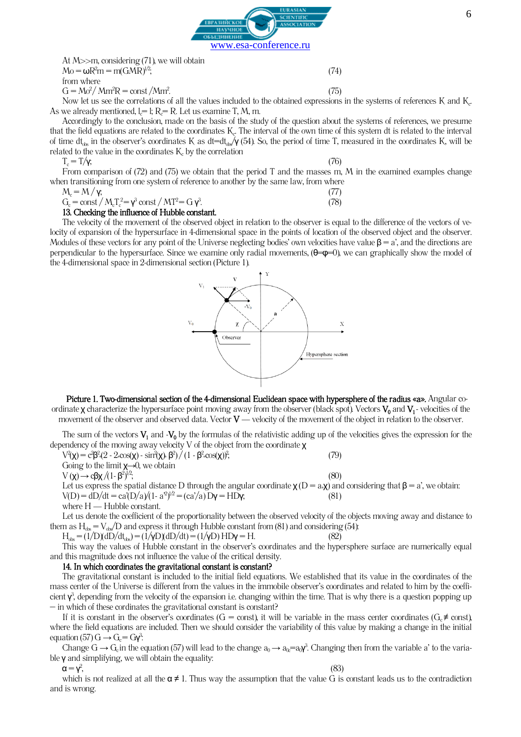At M>>m, considering (71), we will obtain

$Mo = \omega R^2 m = m(GMR)^{1/2}$; (74)

from where

$G = Mo^2 / Mm^2 R = const / Mm^2$. (75)

Now let us see the correlations of all the values included to the obtained expressions in the systems of references K and $K_c$. As we already mentioned, $l_c = l$; $R_c = R$. Let us examine T, M, m.

Accordingly to the conclusion, made on the basis of the study of the question about the systems of references, we presume that the field equations are related to the coordinates $K_c$. The interval of the own time of this system dt is related to the interval of time $dt_{obs}$ in the observer's coordinates K as $dt = dt_{obs}/\gamma$ (54). So, the period of time T, measured in the coordinates K, will be related to the value in the coordinates $K_c$ by the correlation

$T_c = T/\gamma$; (76)

From comparison of (72) and (75) we obtain that the period T and the masses m, M in the examined examples change when transitioning from one system of reference to another by the same law, from where

$M_c = M / \gamma$; (77)

$G_c = const / M_c T_c^2 = \gamma^3 \, const / MT^2 = G \gamma^3$. (78)

**13. Checking the influence of Hubble constant.**

The velocity of the movement of the observed object in relation to the observer is equal to the difference of the vectors of velocity of expansion of the hypersurface in 4-dimensional space in the points of location of the observed object and the observer. Modules of these vectors for any point of the Universe neglecting bodies' own velocities have value $\beta = a'$, and the directions are perpendicular to the hypersurface. Since we examine only radial movements, ($\theta = \varphi = 0$), we can graphically show the model of the 4-dimensional space in 2-dimensional section (Picture 1).

**Picture 1. Two-dimensional section of the 4-dimensional Euclidean space with hypersphere of the radius «a».** Angular coordinate $\chi$ characterize the hypersurface point moving away from the observer (black spot). Vectors $V_0$ and $V_1$ - velocities of the movement of the observer and observed data. Vector **V** — velocity of the movement of the object in relation to the observer.

The sum of the vectors $V_1$ and $-V_0$ by the formulas of the relativistic adding up of the velocities gives the expression for the dependency of the moving away velocity V of the object from the coordinate $\chi$

$V^2(\chi) = c^2\beta^2 (2 - 2\cos(\chi) - \sin^2(\chi) \beta^2) / (1 - \beta^2 \cos(\chi))^2$; (79)

Going to the limit $\chi \to 0$, we obtain

$V(\chi) \to c\beta\chi / (1 - \beta^2)^{1/2}$; (80)

Let us express the spatial distance D through the angular coordinate $\chi$ ($D = a\chi$) and considering that $\beta = a'$, we obtain:

$V(D) = dD/dt = ca'(D/a)/(1 - a'^2)^{1/2} = (ca'/a) D\gamma = HD\gamma$; (81)

where H — Hubble constant.

Let us denote the coefficient of the proportionality between the observed velocity of the objects moving away and distance to them as $H_{obs} = V_{obs}/D$ and express it through Hubble constant from (81) and considering (54):

$H_{obs} = (1/D)(dD/dt_{obs}) = (1/\gamma D)(dD/dt) = (1/\gamma D) HD\gamma = H$. (82)

This way the values of Hubble constant in the observer's coordinates and the hypersphere surface are numerically equal and this magnitude does not influence the value of the critical density.

**14. In which coordinates the gravitational constant is constant?**

The gravitational constant is included to the initial field equations. We established that its value in the coordinates of the mass center of the Universe is different from the values in the immobile observer's coordinates and related to him by the coefficient $\gamma^3$, depending from the velocity of the expansion i.e. changing within the time. That is why there is a question popping up – in which of these cordinates the gravitational constant is constant?

If it is constant in the observer's coordinates (G = const), it will be variable in the mass center coordinates ($G_c \neq const$), where the field equations are included. Then we should consider the variability of this value by making a change in the initial equation (57) $G \to G_c = G\gamma^3$.

Change $G \to G_c$ in the equation (57) will lead to the change $a_0 \to a_{0c} = a_0\gamma^3$. Changing then from the variable a' to the variable $\gamma$ and simplifying, we will obtain the equality:

$\alpha = \gamma^2$, (83)

which is not realized at all the $\alpha \neq 1$. Thus way the assumption that the value G is constant leads us to the contradiction and is wrong.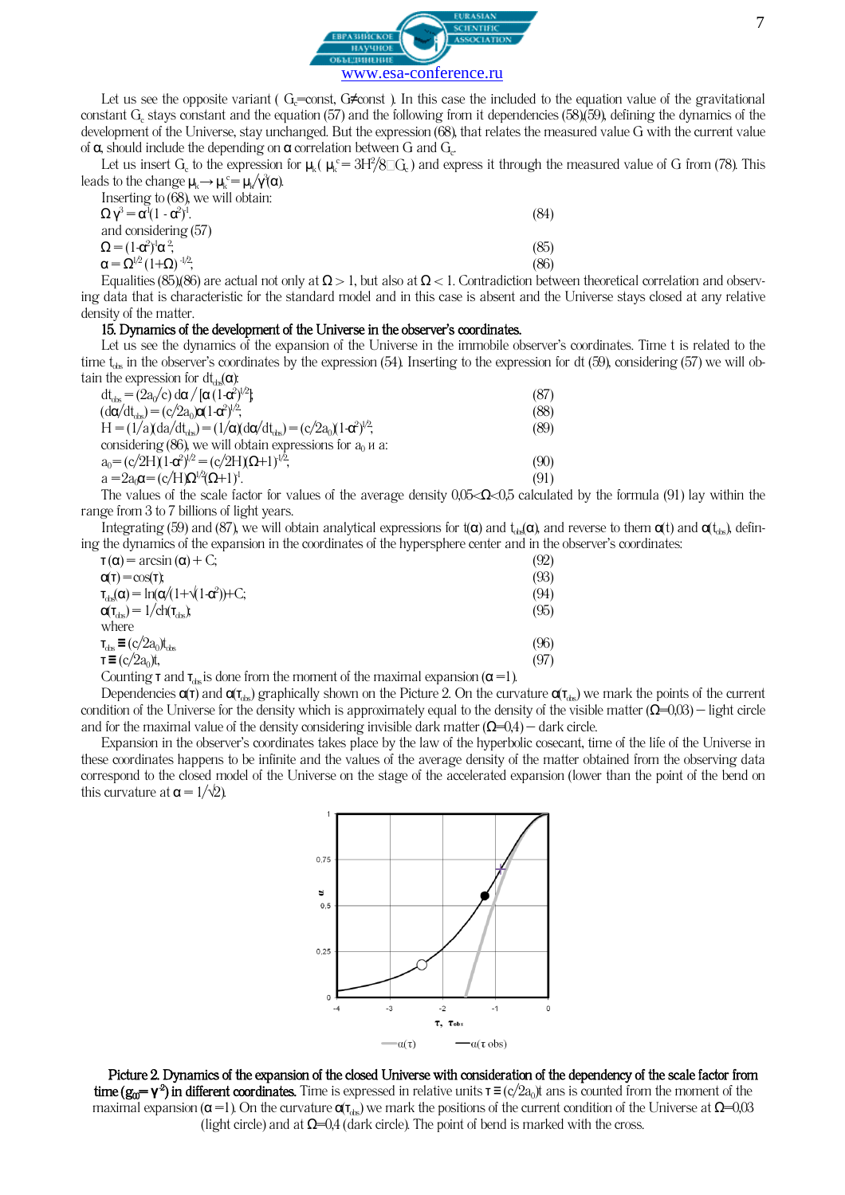Let us see the opposite variant ( $G_c$=const, G≠const ). In this case the included to the equation value of the gravitational constant $G_c$ stays constant and the equation (57) and the following from it dependencies (58),(59), defining the dynamics of the development of the Universe, stay unchanged. But the expression (68), that relates the measured value G with the current value of α, should include the depending on α correlation between G and $G_c$.

Let us insert $G_c$ to the expression for $\mu_k$( $\mu_k^c = 3H^2/8\pi G_c$ ) and express it through the measured value of G from (78). This leads to the change $\mu_k \rightarrow \mu_k^c = \mu_k/\gamma^3(\alpha)$.

Inserting to (68), we will obtain:

$$\Omega\gamma^3 = \alpha^4(1 - \alpha^2)^{-1}. \tag{84}$$

and considering (57)

$$\Omega = (1-\alpha^2)^{-1}\alpha^{-2}; \tag{85}$$

$$\alpha = \Omega^{1/2}(1+\Omega)^{-1/2}; \tag{86}$$

Equalities (85),(86) are actual not only at $\Omega > 1$, but also at $\Omega < 1$. Contradiction between theoretical correlation and observing data that is characteristic for the standard model and in this case is absent and the Universe stays closed at any relative density of the matter.

## 15. Dynamics of the development of the Universe in the observer's coordinates.

Let us see the dynamics of the expansion of the Universe in the immobile observer's coordinates. Time t is related to the time $t_{obs}$ in the observer's coordinates by the expression (54). Inserting to the expression for dt (59), considering (57) we will obtain the expression for $dt_{obs}(\alpha)$:

$$dt_{obs} = (2a_0/c)\, d\alpha / [\alpha(1-\alpha^2)^{1/2}]; \tag{87}$$

$$(d\alpha/dt_{obs}) = (c/2a_0)\alpha(1-\alpha^2)^{1/2}; \tag{88}$$

$$H = (1/a)(da/dt_{obs}) = (1/\alpha)(d\alpha/dt_{obs}) = (c/2a_0)(1-\alpha^2)^{1/2}; \tag{89}$$

considering (86), we will obtain expressions for $a_0$ и a:

$$a_0 = (c/2H)(1-\alpha^2)^{1/2} = (c/2H)(\Omega+1)^{1/2}; \tag{90}$$

$$a = 2a_0\alpha = (c/H)\Omega^{1/2}(\Omega+1)^{1}. \tag{91}$$

The values of the scale factor for values of the average density $0{,}05<\Omega<0{,}5$ calculated by the formula (91) lay within the range from 3 to 7 billions of light years.

Integrating (59) and (87), we will obtain analytical expressions for $t(\alpha)$ and $t_{obs}(\alpha)$, and reverse to them $\alpha(t)$ and $\alpha(t_{obs})$, defining the dynamics of the expansion in the coordinates of the hypersphere center and in the observer's coordinates:

$$\tau(\alpha) = \arcsin(\alpha) + C; \tag{92}$$

$$\alpha(\tau) = \cos(\tau); \tag{93}$$

$$\tau_{obs}(\alpha) = \ln(\alpha/(1+\sqrt{(1-\alpha^2)})) + C; \tag{94}$$

$$\alpha(\tau_{obs}) = 1/ch(\tau_{obs}); \tag{95}$$

where

$$\tau_{obs} \equiv (c/2a_0)t_{obs} \tag{96}$$

$$\tau \equiv (c/2a_0)t, \tag{97}$$

Counting τ and $\tau_{obs}$ is done from the moment of the maximal expansion ($\alpha = 1$).

Dependencies $\alpha(\tau)$ and $\alpha(\tau_{obs})$ graphically shown on the Picture 2. On the curvature $\alpha(\tau_{obs})$ we mark the points of the current condition of the Universe for the density which is approximately equal to the density of the visible matter ($\Omega$=0,03) – light circle and for the maximal value of the density considering invisible dark matter ($\Omega$=0,4) – dark circle.

Expansion in the observer's coordinates takes place by the law of the hyperbolic cosecant, time of the life of the Universe in these coordinates happens to be infinite and the values of the average density of the matter obtained from the observing data correspond to the closed model of the Universe on the stage of the accelerated expansion (lower than the point of the bend on this curvature at $\alpha = 1/\sqrt{2}$).

**Picture 2. Dynamics of the expansion of the closed Universe with consideration of the dependency of the scale factor from time ($g_{00}=\gamma^2$) in different coordinates.** Time is expressed in relative units $\tau \equiv (c/2a_0)t$ ans is counted from the moment of the maximal expansion ($\alpha = 1$). On the curvature $\alpha(\tau_{obs})$ we mark the positions of the current condition of the Universe at $\Omega$=0,03 (light circle) and at $\Omega$=0,4 (dark circle). The point of bend is marked with the cross.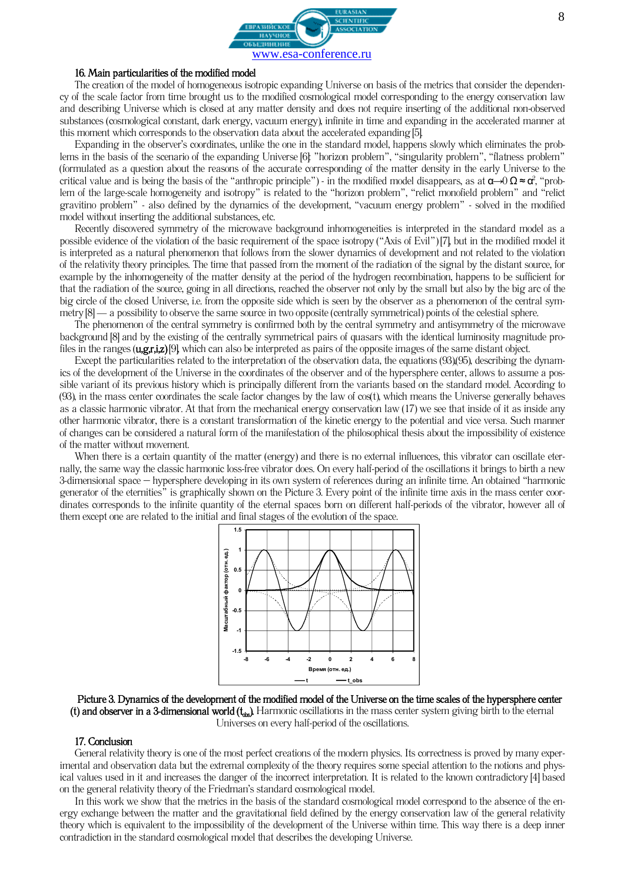## 16. Main particularities of the modified model

The creation of the model of homogeneous isotropic expanding Universe on basis of the metrics that consider the dependency of the scale factor from time brought us to the modified cosmological model corresponding to the energy conservation law and describing Universe which is closed at any matter density and does not require inserting of the additional non-observed substances (cosmological constant, dark energy, vacuum energy), infinite in time and expanding in the accelerated manner at this moment which corresponds to the observation data about the accelerated expanding [5].

Expanding in the observer's coordinates, unlike the one in the standard model, happens slowly which eliminates the problems in the basis of the scenario of the expanding Universe [6]: "horizon problem", "singularity problem", "flatness problem" (formulated as a question about the reasons of the accurate corresponding of the matter density in the early Universe to the critical value and is being the basis of the "anthropic principle") - in the modified model disappears, as at $\alpha \to 0$ $\Omega \approx \alpha^2$, "problem of the large-scale homogeneity and isotropy" is related to the "horizon problem", "relict monofield problem" and "relict gravitino problem" - also defined by the dynamics of the development, "vacuum energy problem" - solved in the modified model without inserting the additional substances, etc.

Recently discovered symmetry of the microwave background inhomogeneities is interpreted in the standard model as a possible evidence of the violation of the basic requirement of the space isotropy ("Axis of Evil") [7], but in the modified model it is interpreted as a natural phenomenon that follows from the slower dynamics of development and not related to the violation of the relativity theory principles. The time that passed from the moment of the radiation of the signal by the distant source, for example by the inhomogeneity of the matter density at the period of the hydrogen recombination, happens to be sufficient for that the radiation of the source, going in all directions, reached the observer not only by the small but also by the big arc of the big circle of the closed Universe, i.e. from the opposite side which is seen by the observer as a phenomenon of the central symmetry [8] — a possibility to observe the same source in two opposite (centrally symmetrical) points of the celestial sphere.

The phenomenon of the central symmetry is confirmed both by the central symmetry and antisymmetry of the microwave background [8] and by the existing of the centrally symmetrical pairs of quasars with the identical luminosity magnitude profiles in the ranges **(u,g,r,i,z)** [9], which can also be interpreted as pairs of the opposite images of the same distant object.

Except the particularities related to the interpretation of the observation data, the equations (93)(95), describing the dynamics of the development of the Universe in the coordinates of the observer and of the hypersphere center, allows to assume a possible variant of its previous history which is principally different from the variants based on the standard model. According to (93), in the mass center coordinates the scale factor changes by the law of cos(t), which means the Universe generally behaves as a classic harmonic vibrator. At that from the mechanical energy conservation law (17) we see that inside of it as inside any other harmonic vibrator, there is a constant transformation of the kinetic energy to the potential and vice versa. Such manner of changes can be considered a natural form of the manifestation of the philosophical thesis about the impossibility of existence of the matter without movement.

When there is a certain quantity of the matter (energy) and there is no external influences, this vibrator can oscillate eternally, the same way the classic harmonic loss-free vibrator does. On every half-period of the oscillations it brings to birth a new 3-dimensional space – hypersphere developing in its own system of references during an infinite time. An obtained "harmonic generator of the eternities" is graphically shown on the Picture 3. Every point of the infinite time axis in the mass center coordinates corresponds to the infinite quantity of the eternal spaces born on different half-periods of the vibrator, however all of them except one are related to the initial and final stages of the evolution of the space.

**Picture 3. Dynamics of the development of the modified model of the Universe on the time scales of the hypersphere center (t) and observer in a 3-dimensional world ($t_{obs}$).** Harmonic oscillations in the mass center system giving birth to the eternal Universes on every half-period of the oscillations.

## 17. Conclusion

General relativity theory is one of the most perfect creations of the modern physics. Its correctness is proved by many experimental and observation data but the extremal complexity of the theory requires some special attention to the notions and physical values used in it and increases the danger of the incorrect interpretation. It is related to the known contradictory [4] based on the general relativity theory of the Friedman's standard cosmological model.

In this work we show that the metrics in the basis of the standard cosmological model correspond to the absence of the energy exchange between the matter and the gravitational field defined by the energy conservation law of the general relativity theory which is equivalent to the impossibility of the development of the Universe within time. This way there is a deep inner contradiction in the standard cosmological model that describes the developing Universe.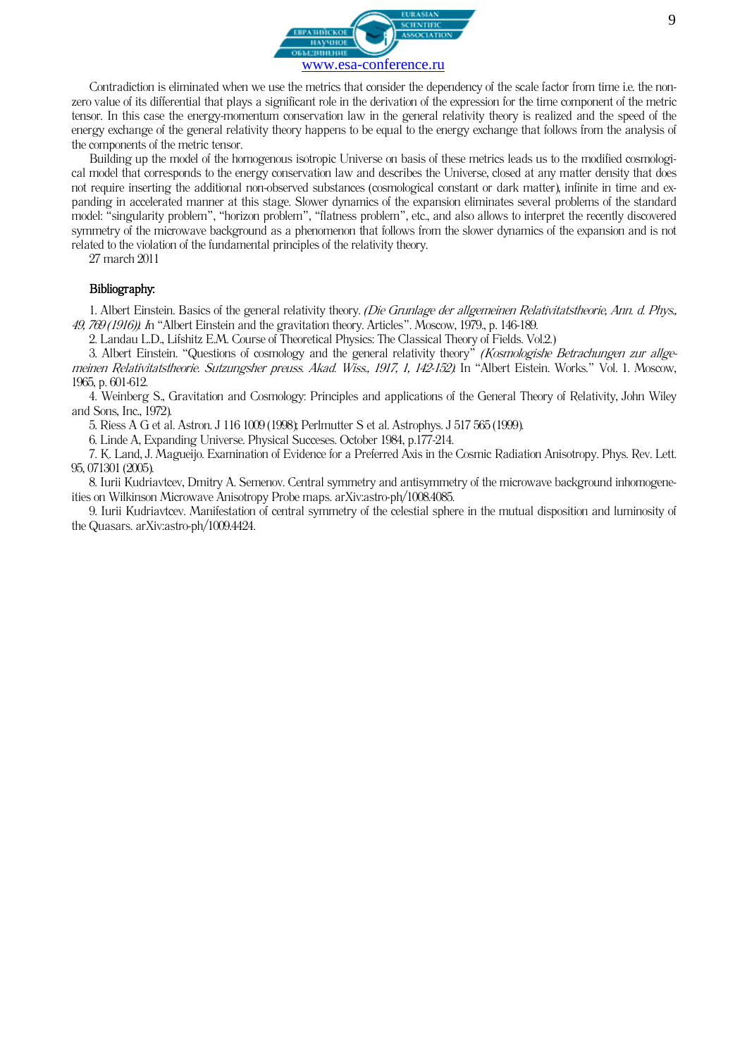Contradiction is eliminated when we use the metrics that consider the dependency of the scale factor from time i.e. the non-zero value of its differential that plays a significant role in the derivation of the expression for the time component of the metric tensor. In this case the energy-momentum conservation law in the general relativity theory is realized and the speed of the energy exchange of the general relativity theory happens to be equal to the energy exchange that follows from the analysis of the components of the metric tensor.

Building up the model of the homogenous isotropic Universe on basis of these metrics leads us to the modified cosmological model that corresponds to the energy conservation law and describes the Universe, closed at any matter density that does not require inserting the additional non-observed substances (cosmological constant or dark matter), infinite in time and expanding in accelerated manner at this stage. Slower dynamics of the expansion eliminates several problems of the standard model: "singularity problem", "horizon problem", "flatness problem", etc., and also allows to interpret the recently discovered symmetry of the microwave background as a phenomenon that follows from the slower dynamics of the expansion and is not related to the violation of the fundamental principles of the relativity theory.

27 march 2011

**Bibliography:**

1. Albert Einstein. Basics of the general relativity theory. *(Die Grunlage der allgemeinen Relativitatstheorie, Ann. d. Phys., 49, 769 (1916)).* In "Albert Einstein and the gravitation theory. Articles". Moscow, 1979., p. 146-189.
2. Landau L.D., Lifshitz E.M. Course of Theoretical Physics: The Classical Theory of Fields. Vol.2.)
3. Albert Einstein. "Questions of cosmology and the general relativity theory" *(Kosmologishe Betrachungen zur allgemeinen Relativitatstheorie. Sutzungsher preuss. Akad. Wiss., 1917, 1, 142-152).* In "Albert Eistein. Works." Vol. 1. Moscow, 1965, p. 601-612.
4. Weinberg S., Gravitation and Cosmology: Principles and applications of the General Theory of Relativity, John Wiley and Sons, Inc., 1972).
5. Riess A G et al. Astron. J 116 1009 (1998); Perlmutter S et al. Astrophys. J 517 565 (1999).
6. Linde A, Expanding Universe. Physical Succeses. October 1984, p.177-214.
7. K. Land, J. Magueijo. Examination of Evidence for a Preferred Axis in the Cosmic Radiation Anisotropy. Phys. Rev. Lett. 95, 071301 (2005).
8. Iurii Kudriavtcev, Dmitry A. Semenov. Central symmetry and antisymmetry of the microwave background inhomogeneities on Wilkinson Microwave Anisotropy Probe maps. arXiv:astro-ph/1008.4085.
9. Iurii Kudriavtcev. Manifestation of central symmetry of the celestial sphere in the mutual disposition and luminosity of the Quasars. arXiv:astro-ph/1009.4424.